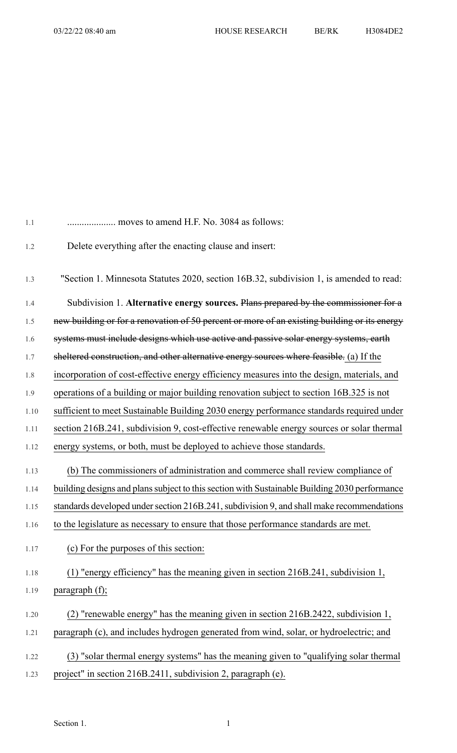.................... moves to amend H.F. No. 3084 as follows:

Delete everything after the enacting clause and insert:

"Section 1. Minnesota Statutes 2020, section 16B.32, subdivision 1, is amended to read:

Subdivision 1. **Alternative energy sources.** ~~Plans prepared by the commissioner for a new building or for a renovation of 50 percent or more of an existing building or its energy systems must include designs which use active and passive solar energy systems, earth sheltered construction, and other alternative energy sources where feasible.~~ <u>(a) If the incorporation of cost-effective energy efficiency measures into the design, materials, and operations of a building or major building renovation subject to section 16B.325 is not sufficient to meet Sustainable Building 2030 energy performance standards required under section 216B.241, subdivision 9, cost-effective renewable energy sources or solar thermal energy systems, or both, must be deployed to achieve those standards.</u>

<u>(b) The commissioners of administration and commerce shall review compliance of building designs and plans subject to this section with Sustainable Building 2030 performance standards developed under section 216B.241, subdivision 9, and shall make recommendations to the legislature as necessary to ensure that those performance standards are met.</u>

<u>(c) For the purposes of this section:</u>

<u>(1) "energy efficiency" has the meaning given in section 216B.241, subdivision 1, paragraph (f);</u>

<u>(2) "renewable energy" has the meaning given in section 216B.2422, subdivision 1, paragraph (c), and includes hydrogen generated from wind, solar, or hydroelectric; and</u>

<u>(3) "solar thermal energy systems" has the meaning given to "qualifying solar thermal project" in section 216B.2411, subdivision 2, paragraph (e).</u>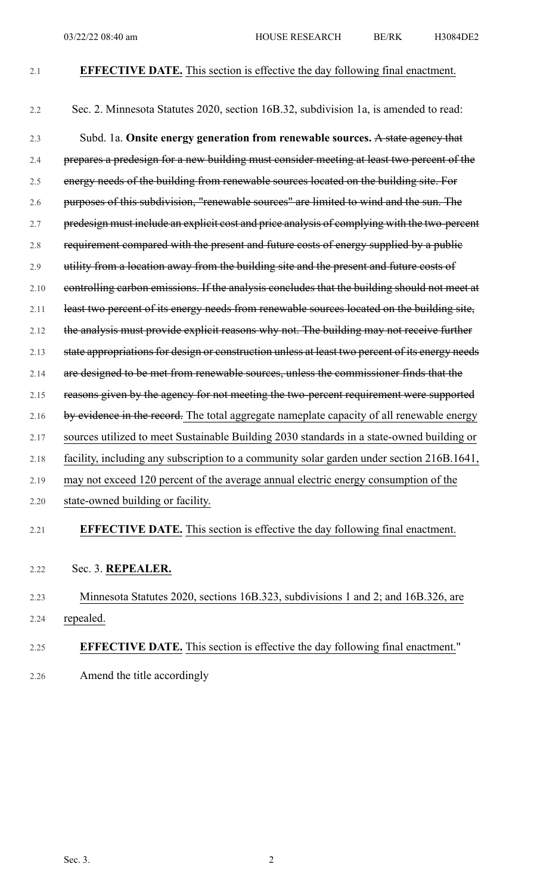**EFFECTIVE DATE.** This section is effective the day following final enactment.

Sec. 2. Minnesota Statutes 2020, section 16B.32, subdivision 1a, is amended to read:

Subd. 1a. **Onsite energy generation from renewable sources.** ~~A state agency that prepares a predesign for a new building must consider meeting at least two percent of the energy needs of the building from renewable sources located on the building site. For purposes of this subdivision, "renewable sources" are limited to wind and the sun. The predesign must include an explicit cost and price analysis of complying with the two-percent requirement compared with the present and future costs of energy supplied by a public utility from a location away from the building site and the present and future costs of controlling carbon emissions. If the analysis concludes that the building should not meet at least two percent of its energy needs from renewable sources located on the building site, the analysis must provide explicit reasons why not. The building may not receive further state appropriations for design or construction unless at least two percent of its energy needs are designed to be met from renewable sources, unless the commissioner finds that the reasons given by the agency for not meeting the two-percent requirement were supported by evidence in the record.~~ The total aggregate nameplate capacity of all renewable energy sources utilized to meet Sustainable Building 2030 standards in a state-owned building or facility, including any subscription to a community solar garden under section 216B.1641, may not exceed 120 percent of the average annual electric energy consumption of the state-owned building or facility.

**EFFECTIVE DATE.** This section is effective the day following final enactment.

Sec. 3. **REPEALER.**

Minnesota Statutes 2020, sections 16B.323, subdivisions 1 and 2; and 16B.326, are repealed.

**EFFECTIVE DATE.** This section is effective the day following final enactment."

Amend the title accordingly